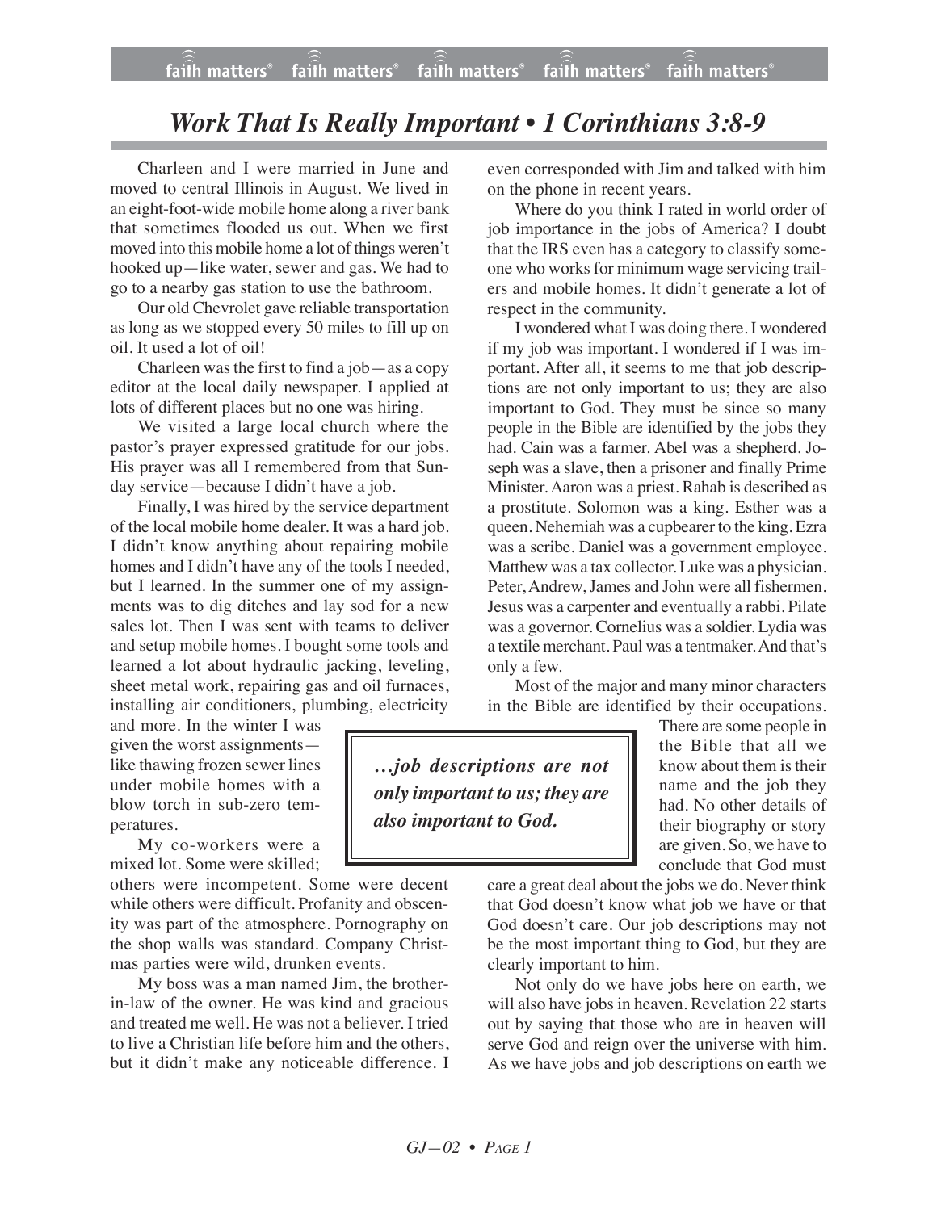# *Work That Is Really Important • 1 Corinthians 3:8-9*

Charleen and I were married in June and moved to central Illinois in August. We lived in an eight-foot-wide mobile home along a river bank that sometimes flooded us out. When we first moved into this mobile home a lot of things weren't hooked up—like water, sewer and gas. We had to go to a nearby gas station to use the bathroom.

Our old Chevrolet gave reliable transportation as long as we stopped every 50 miles to fill up on oil. It used a lot of oil!

Charleen was the first to find a job—as a copy editor at the local daily newspaper. I applied at lots of different places but no one was hiring.

We visited a large local church where the pastor's prayer expressed gratitude for our jobs. His prayer was all I remembered from that Sunday service—because I didn't have a job.

Finally, I was hired by the service department of the local mobile home dealer. It was a hard job. I didn't know anything about repairing mobile homes and I didn't have any of the tools I needed, but I learned. In the summer one of my assignments was to dig ditches and lay sod for a new sales lot. Then I was sent with teams to deliver and setup mobile homes. I bought some tools and learned a lot about hydraulic jacking, leveling, sheet metal work, repairing gas and oil furnaces, installing air conditioners, plumbing, electricity and more. In the winter I was given the worst assignments—like thawing frozen sewer lines under mobile homes with a blow torch in sub-zero temperatures.

My co-workers were a mixed lot. Some were skilled; others were incompetent. Some were decent while others were difficult. Profanity and obscenity was part of the atmosphere. Pornography on the shop walls was standard. Company Christmas parties were wild, drunken events.

My boss was a man named Jim, the brother-in-law of the owner. He was kind and gracious and treated me well. He was not a believer. I tried to live a Christian life before him and the others, but it didn't make any noticeable difference. I even corresponded with Jim and talked with him on the phone in recent years.

Where do you think I rated in world order of job importance in the jobs of America? I doubt that the IRS even has a category to classify someone who works for minimum wage servicing trailers and mobile homes. It didn't generate a lot of respect in the community.

I wondered what I was doing there. I wondered if my job was important. I wondered if I was important. After all, it seems to me that job descriptions are not only important to us; they are also important to God. They must be since so many people in the Bible are identified by the jobs they had. Cain was a farmer. Abel was a shepherd. Joseph was a slave, then a prisoner and finally Prime Minister. Aaron was a priest. Rahab is described as a prostitute. Solomon was a king. Esther was a queen. Nehemiah was a cupbearer to the king. Ezra was a scribe. Daniel was a government employee. Matthew was a tax collector. Luke was a physician. Peter, Andrew, James and John were all fishermen. Jesus was a carpenter and eventually a rabbi. Pilate was a governor. Cornelius was a soldier. Lydia was a textile merchant. Paul was a tentmaker. And that's only a few.

> ***…job descriptions are not only important to us; they are also important to God.***

Most of the major and many minor characters in the Bible are identified by their occupations. There are some people in the Bible that all we know about them is their name and the job they had. No other details of their biography or story are given. So, we have to conclude that God must care a great deal about the jobs we do. Never think that God doesn't know what job we have or that God doesn't care. Our job descriptions may not be the most important thing to God, but they are clearly important to him.

Not only do we have jobs here on earth, we will also have jobs in heaven. Revelation 22 starts out by saying that those who are in heaven will serve God and reign over the universe with him. As we have jobs and job descriptions on earth we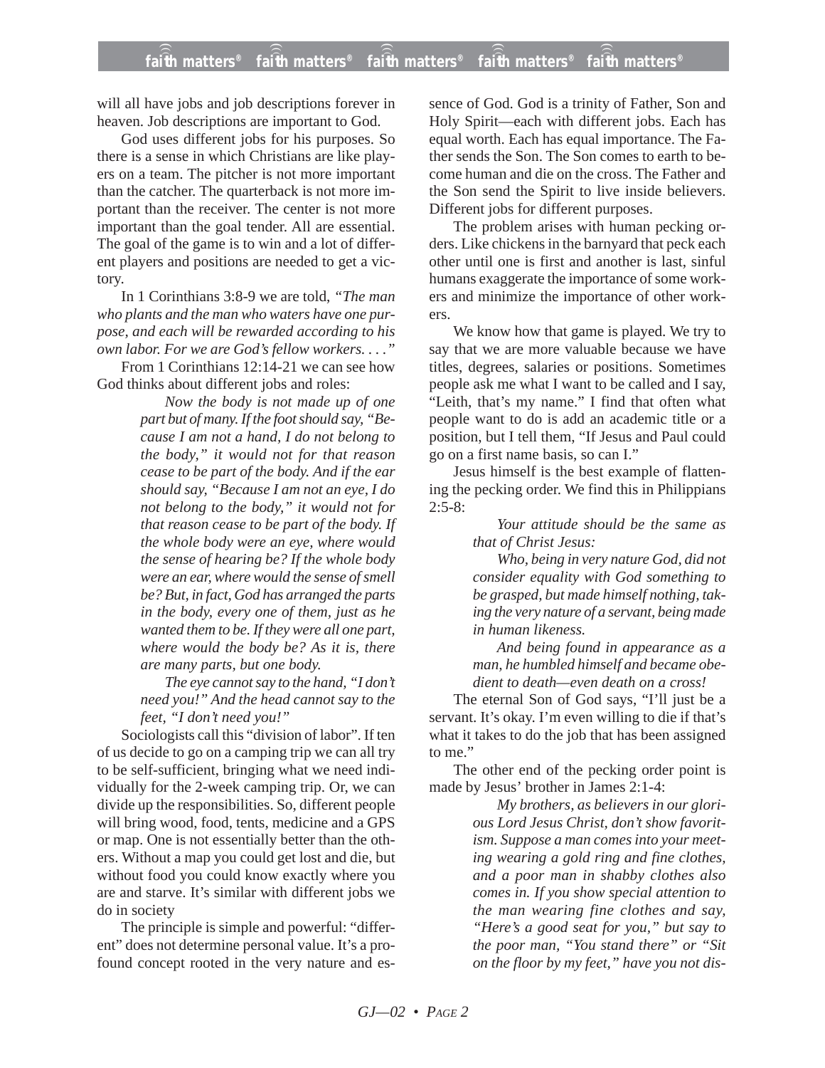will all have jobs and job descriptions forever in heaven. Job descriptions are important to God.

God uses different jobs for his purposes. So there is a sense in which Christians are like players on a team. The pitcher is not more important than the catcher. The quarterback is not more important than the receiver. The center is not more important than the goal tender. All are essential. The goal of the game is to win and a lot of different players and positions are needed to get a victory.

In 1 Corinthians 3:8-9 we are told, *"The man who plants and the man who waters have one purpose, and each will be rewarded according to his own labor. For we are God's fellow workers. . . ."*

From 1 Corinthians 12:14-21 we can see how God thinks about different jobs and roles:

> *Now the body is not made up of one part but of many. If the foot should say, "Because I am not a hand, I do not belong to the body," it would not for that reason cease to be part of the body. And if the ear should say, "Because I am not an eye, I do not belong to the body," it would not for that reason cease to be part of the body. If the whole body were an eye, where would the sense of hearing be? If the whole body were an ear, where would the sense of smell be? But, in fact, God has arranged the parts in the body, every one of them, just as he wanted them to be. If they were all one part, where would the body be? As it is, there are many parts, but one body.*
>
> *The eye cannot say to the hand, "I don't need you!" And the head cannot say to the feet, "I don't need you!"*

Sociologists call this "division of labor". If ten of us decide to go on a camping trip we can all try to be self-sufficient, bringing what we need individually for the 2-week camping trip. Or, we can divide up the responsibilities. So, different people will bring wood, food, tents, medicine and a GPS or map. One is not essentially better than the others. Without a map you could get lost and die, but without food you could know exactly where you are and starve. It's similar with different jobs we do in society

The principle is simple and powerful: "different" does not determine personal value. It's a profound concept rooted in the very nature and essence of God. God is a trinity of Father, Son and Holy Spirit—each with different jobs. Each has equal worth. Each has equal importance. The Father sends the Son. The Son comes to earth to become human and die on the cross. The Father and the Son send the Spirit to live inside believers. Different jobs for different purposes.

The problem arises with human pecking orders. Like chickens in the barnyard that peck each other until one is first and another is last, sinful humans exaggerate the importance of some workers and minimize the importance of other workers.

We know how that game is played. We try to say that we are more valuable because we have titles, degrees, salaries or positions. Sometimes people ask me what I want to be called and I say, "Leith, that's my name." I find that often what people want to do is add an academic title or a position, but I tell them, "If Jesus and Paul could go on a first name basis, so can I."

Jesus himself is the best example of flattening the pecking order. We find this in Philippians 2:5-8:

> *Your attitude should be the same as that of Christ Jesus:*
>
> *Who, being in very nature God, did not consider equality with God something to be grasped, but made himself nothing, taking the very nature of a servant, being made in human likeness.*
>
> *And being found in appearance as a man, he humbled himself and became obedient to death—even death on a cross!*

The eternal Son of God says, "I'll just be a servant. It's okay. I'm even willing to die if that's what it takes to do the job that has been assigned to me."

The other end of the pecking order point is made by Jesus' brother in James 2:1-4:

> *My brothers, as believers in our glorious Lord Jesus Christ, don't show favoritism. Suppose a man comes into your meeting wearing a gold ring and fine clothes, and a poor man in shabby clothes also comes in. If you show special attention to the man wearing fine clothes and say, "Here's a good seat for you," but say to the poor man, "You stand there" or "Sit on the floor by my feet," have you not dis-*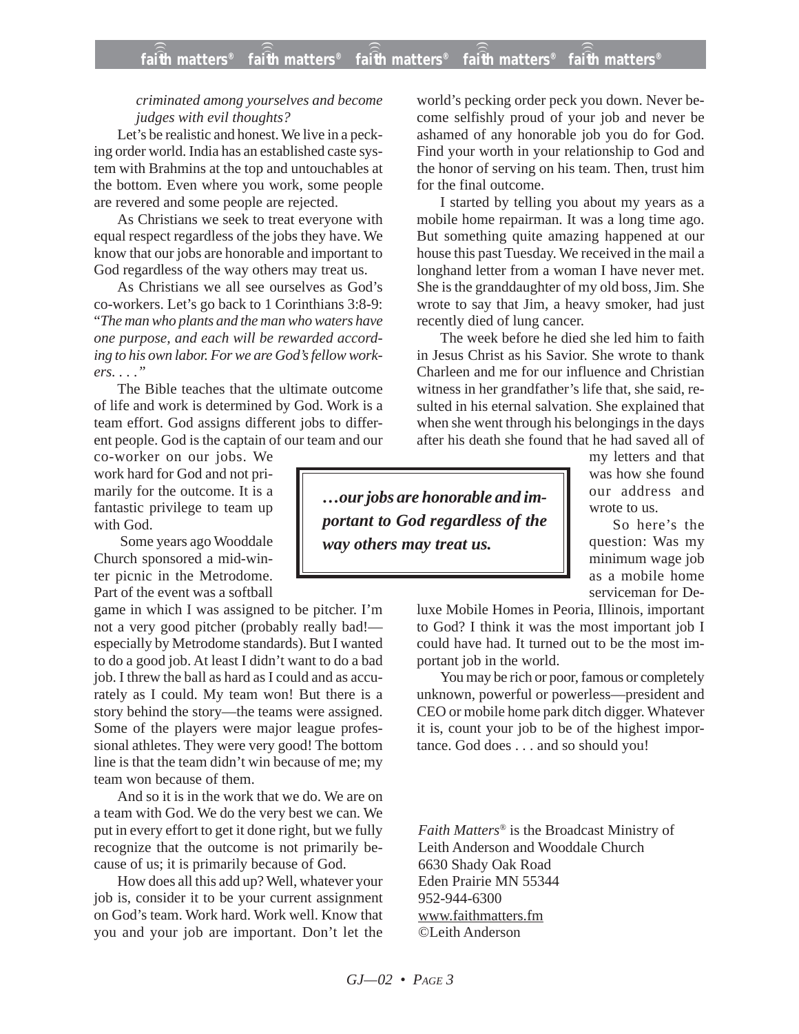*criminated among yourselves and become judges with evil thoughts?*

Let's be realistic and honest. We live in a pecking order world. India has an established caste system with Brahmins at the top and untouchables at the bottom. Even where you work, some people are revered and some people are rejected.

As Christians we seek to treat everyone with equal respect regardless of the jobs they have. We know that our jobs are honorable and important to God regardless of the way others may treat us.

As Christians we all see ourselves as God's co-workers. Let's go back to 1 Corinthians 3:8-9: "*The man who plants and the man who waters have one purpose, and each will be rewarded according to his own labor. For we are God's fellow workers. . . .*"

The Bible teaches that the ultimate outcome of life and work is determined by God. Work is a team effort. God assigns different jobs to different people. God is the captain of our team and our co-worker on our jobs. We work hard for God and not primarily for the outcome. It is a fantastic privilege to team up with God.

Some years ago Wooddale Church sponsored a mid-winter picnic in the Metrodome. Part of the event was a softball game in which I was assigned to be pitcher. I'm not a very good pitcher (probably really bad!—especially by Metrodome standards). But I wanted to do a good job. At least I didn't want to do a bad job. I threw the ball as hard as I could and as accurately as I could. My team won! But there is a story behind the story—the teams were assigned. Some of the players were major league professional athletes. They were very good! The bottom line is that the team didn't win because of me; my team won because of them.

And so it is in the work that we do. We are on a team with God. We do the very best we can. We put in every effort to get it done right, but we fully recognize that the outcome is not primarily because of us; it is primarily because of God.

How does all this add up? Well, whatever your job is, consider it to be your current assignment on God's team. Work hard. Work well. Know that you and your job are important. Don't let the world's pecking order peck you down. Never become selfishly proud of your job and never be ashamed of any honorable job you do for God. Find your worth in your relationship to God and the honor of serving on his team. Then, trust him for the final outcome.

I started by telling you about my years as a mobile home repairman. It was a long time ago. But something quite amazing happened at our house this past Tuesday. We received in the mail a longhand letter from a woman I have never met. She is the granddaughter of my old boss, Jim. She wrote to say that Jim, a heavy smoker, had just recently died of lung cancer.

The week before he died she led him to faith in Jesus Christ as his Savior. She wrote to thank Charleen and me for our influence and Christian witness in her grandfather's life that, she said, resulted in his eternal salvation. She explained that when she went through his belongings in the days after his death she found that he had saved all of my letters and that was how she found our address and wrote to us.

> ***…our jobs are honorable and important to God regardless of the way others may treat us.***

So here's the question: Was my minimum wage job as a mobile home serviceman for Deluxe Mobile Homes in Peoria, Illinois, important to God? I think it was the most important job I could have had. It turned out to be the most important job in the world.

You may be rich or poor, famous or completely unknown, powerful or powerless—president and CEO or mobile home park ditch digger. Whatever it is, count your job to be of the highest importance. God does . . . and so should you!

*Faith Matters*® is the Broadcast Ministry of
Leith Anderson and Wooddale Church
6630 Shady Oak Road
Eden Prairie MN 55344
952-944-6300
www.faithmatters.fm
©Leith Anderson